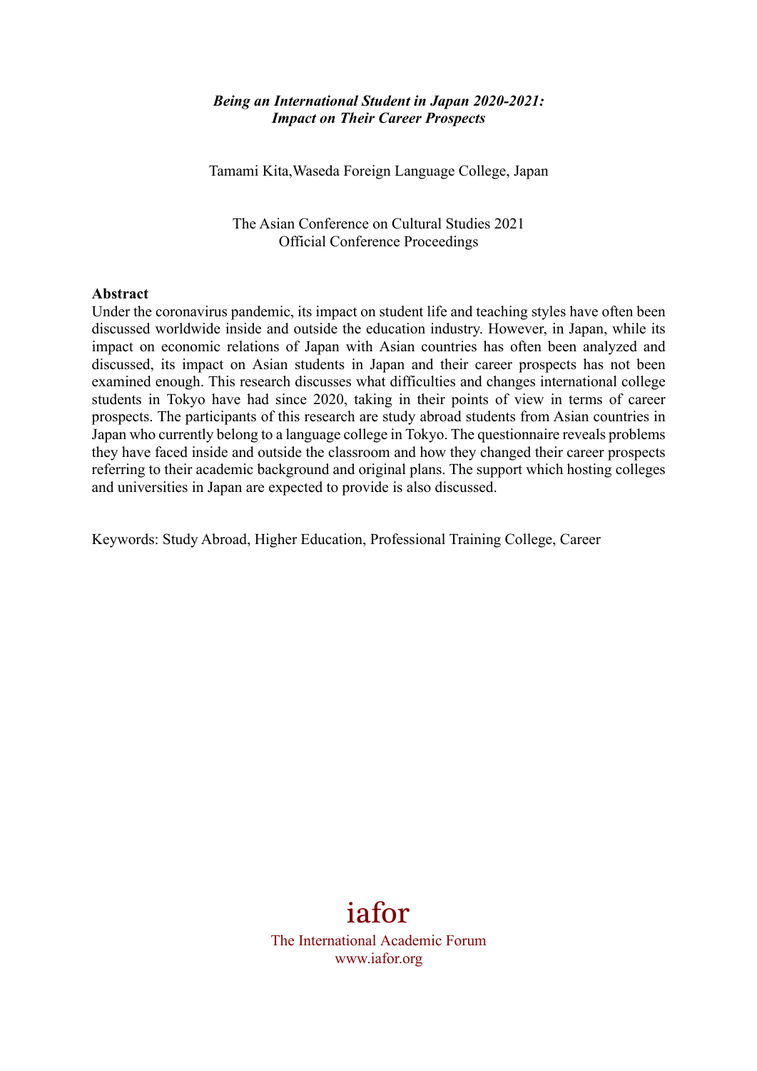***Being an International Student in Japan 2020-2021: Impact on Their Career Prospects***

Tamami Kita,Waseda Foreign Language College, Japan

The Asian Conference on Cultural Studies 2021
Official Conference Proceedings

**Abstract**

Under the coronavirus pandemic, its impact on student life and teaching styles have often been discussed worldwide inside and outside the education industry. However, in Japan, while its impact on economic relations of Japan with Asian countries has often been analyzed and discussed, its impact on Asian students in Japan and their career prospects has not been examined enough. This research discusses what difficulties and changes international college students in Tokyo have had since 2020, taking in their points of view in terms of career prospects. The participants of this research are study abroad students from Asian countries in Japan who currently belong to a language college in Tokyo. The questionnaire reveals problems they have faced inside and outside the classroom and how they changed their career prospects referring to their academic background and original plans. The support which hosting colleges and universities in Japan are expected to provide is also discussed.

Keywords: Study Abroad, Higher Education, Professional Training College, Career

iafor
The International Academic Forum
www.iafor.org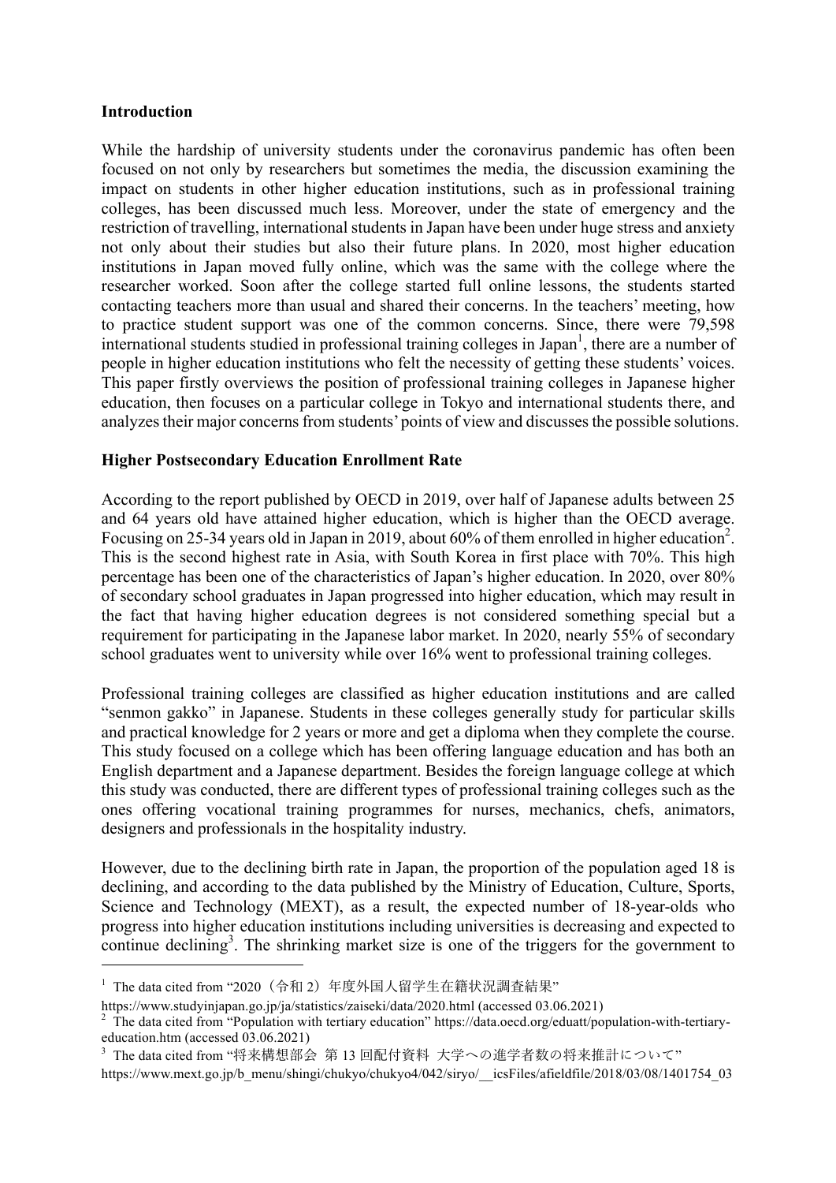## Introduction

While the hardship of university students under the coronavirus pandemic has often been focused on not only by researchers but sometimes the media, the discussion examining the impact on students in other higher education institutions, such as in professional training colleges, has been discussed much less. Moreover, under the state of emergency and the restriction of travelling, international students in Japan have been under huge stress and anxiety not only about their studies but also their future plans. In 2020, most higher education institutions in Japan moved fully online, which was the same with the college where the researcher worked. Soon after the college started full online lessons, the students started contacting teachers more than usual and shared their concerns. In the teachers' meeting, how to practice student support was one of the common concerns. Since, there were 79,598 international students studied in professional training colleges in Japan[1], there are a number of people in higher education institutions who felt the necessity of getting these students' voices. This paper firstly overviews the position of professional training colleges in Japanese higher education, then focuses on a particular college in Tokyo and international students there, and analyzes their major concerns from students' points of view and discusses the possible solutions.

## Higher Postsecondary Education Enrollment Rate

According to the report published by OECD in 2019, over half of Japanese adults between 25 and 64 years old have attained higher education, which is higher than the OECD average. Focusing on 25-34 years old in Japan in 2019, about 60% of them enrolled in higher education[2]. This is the second highest rate in Asia, with South Korea in first place with 70%. This high percentage has been one of the characteristics of Japan's higher education. In 2020, over 80% of secondary school graduates in Japan progressed into higher education, which may result in the fact that having higher education degrees is not considered something special but a requirement for participating in the Japanese labor market. In 2020, nearly 55% of secondary school graduates went to university while over 16% went to professional training colleges.

Professional training colleges are classified as higher education institutions and are called "senmon gakko" in Japanese. Students in these colleges generally study for particular skills and practical knowledge for 2 years or more and get a diploma when they complete the course. This study focused on a college which has been offering language education and has both an English department and a Japanese department. Besides the foreign language college at which this study was conducted, there are different types of professional training colleges such as the ones offering vocational training programmes for nurses, mechanics, chefs, animators, designers and professionals in the hospitality industry.

However, due to the declining birth rate in Japan, the proportion of the population aged 18 is declining, and according to the data published by the Ministry of Education, Culture, Sports, Science and Technology (MEXT), as a result, the expected number of 18-year-olds who progress into higher education institutions including universities is decreasing and expected to continue declining[3]. The shrinking market size is one of the triggers for the government to

---

[1] The data cited from "2020（令和 2）年度外国人留学生在籍状況調査結果" https://www.studyinjapan.go.jp/ja/statistics/zaiseki/data/2020.html (accessed 03.06.2021)

[2] The data cited from "Population with tertiary education" https://data.oecd.org/eduatt/population-with-tertiary-education.htm (accessed 03.06.2021)

[3] The data cited from "将来構想部会 第 13 回配付資料 大学への進学者数の将来推計について" https://www.mext.go.jp/b_menu/shingi/chukyo/chukyo4/042/siryo/__icsFiles/afieldfile/2018/03/08/1401754_03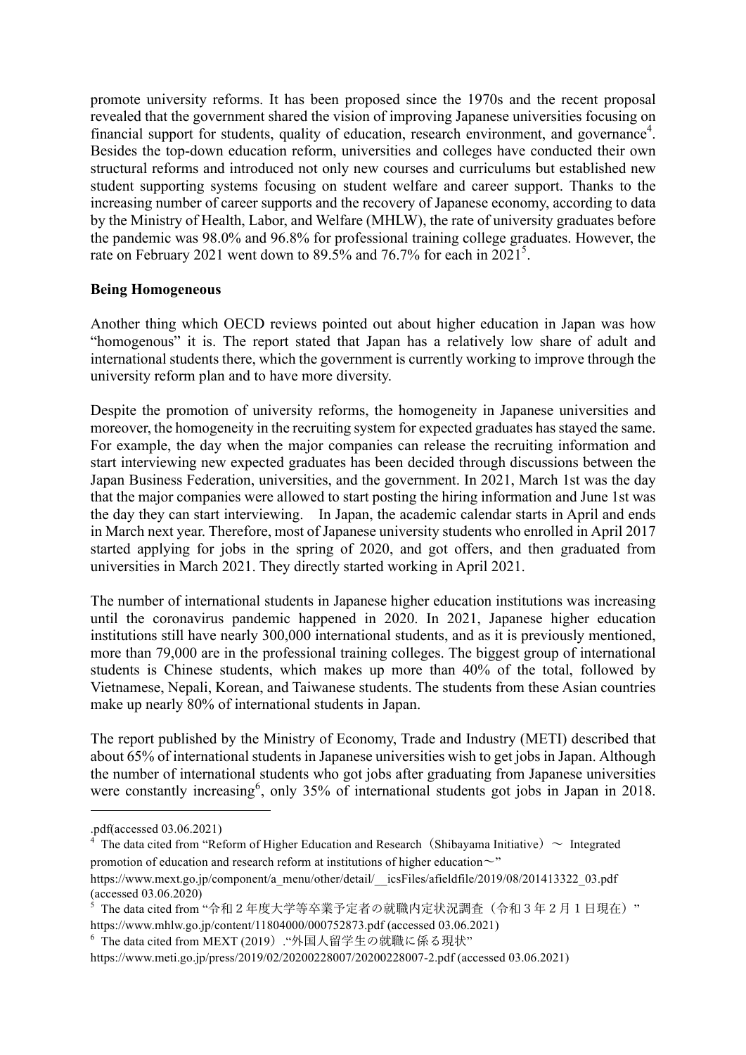promote university reforms. It has been proposed since the 1970s and the recent proposal revealed that the government shared the vision of improving Japanese universities focusing on financial support for students, quality of education, research environment, and governance[4]. Besides the top-down education reform, universities and colleges have conducted their own structural reforms and introduced not only new courses and curriculums but established new student supporting systems focusing on student welfare and career support. Thanks to the increasing number of career supports and the recovery of Japanese economy, according to data by the Ministry of Health, Labor, and Welfare (MHLW), the rate of university graduates before the pandemic was 98.0% and 96.8% for professional training college graduates. However, the rate on February 2021 went down to 89.5% and 76.7% for each in 2021[5].

**Being Homogeneous**

Another thing which OECD reviews pointed out about higher education in Japan was how "homogenous" it is. The report stated that Japan has a relatively low share of adult and international students there, which the government is currently working to improve through the university reform plan and to have more diversity.

Despite the promotion of university reforms, the homogeneity in Japanese universities and moreover, the homogeneity in the recruiting system for expected graduates has stayed the same. For example, the day when the major companies can release the recruiting information and start interviewing new expected graduates has been decided through discussions between the Japan Business Federation, universities, and the government. In 2021, March 1st was the day that the major companies were allowed to start posting the hiring information and June 1st was the day they can start interviewing. In Japan, the academic calendar starts in April and ends in March next year. Therefore, most of Japanese university students who enrolled in April 2017 started applying for jobs in the spring of 2020, and got offers, and then graduated from universities in March 2021. They directly started working in April 2021.

The number of international students in Japanese higher education institutions was increasing until the coronavirus pandemic happened in 2020. In 2021, Japanese higher education institutions still have nearly 300,000 international students, and as it is previously mentioned, more than 79,000 are in the professional training colleges. The biggest group of international students is Chinese students, which makes up more than 40% of the total, followed by Vietnamese, Nepali, Korean, and Taiwanese students. The students from these Asian countries make up nearly 80% of international students in Japan.

The report published by the Ministry of Economy, Trade and Industry (METI) described that about 65% of international students in Japanese universities wish to get jobs in Japan. Although the number of international students who got jobs after graduating from Japanese universities were constantly increasing[6], only 35% of international students got jobs in Japan in 2018.

---

.pdf(accessed 03.06.2021)

[4] The data cited from "Reform of Higher Education and Research（Shibayama Initiative）～ Integrated promotion of education and research reform at institutions of higher education～"
https://www.mext.go.jp/component/a_menu/other/detail/__icsFiles/afieldfile/2019/08/201413322_03.pdf (accessed 03.06.2020)

[5] The data cited from "令和２年度大学等卒業予定者の就職内定状況調査（令和３年２月１日現在）"
https://www.mhlw.go.jp/content/11804000/000752873.pdf (accessed 03.06.2021)

[6] The data cited from MEXT (2019）."外国人留学生の就職に係る現状"
https://www.meti.go.jp/press/2019/02/20200228007/20200228007-2.pdf (accessed 03.06.2021)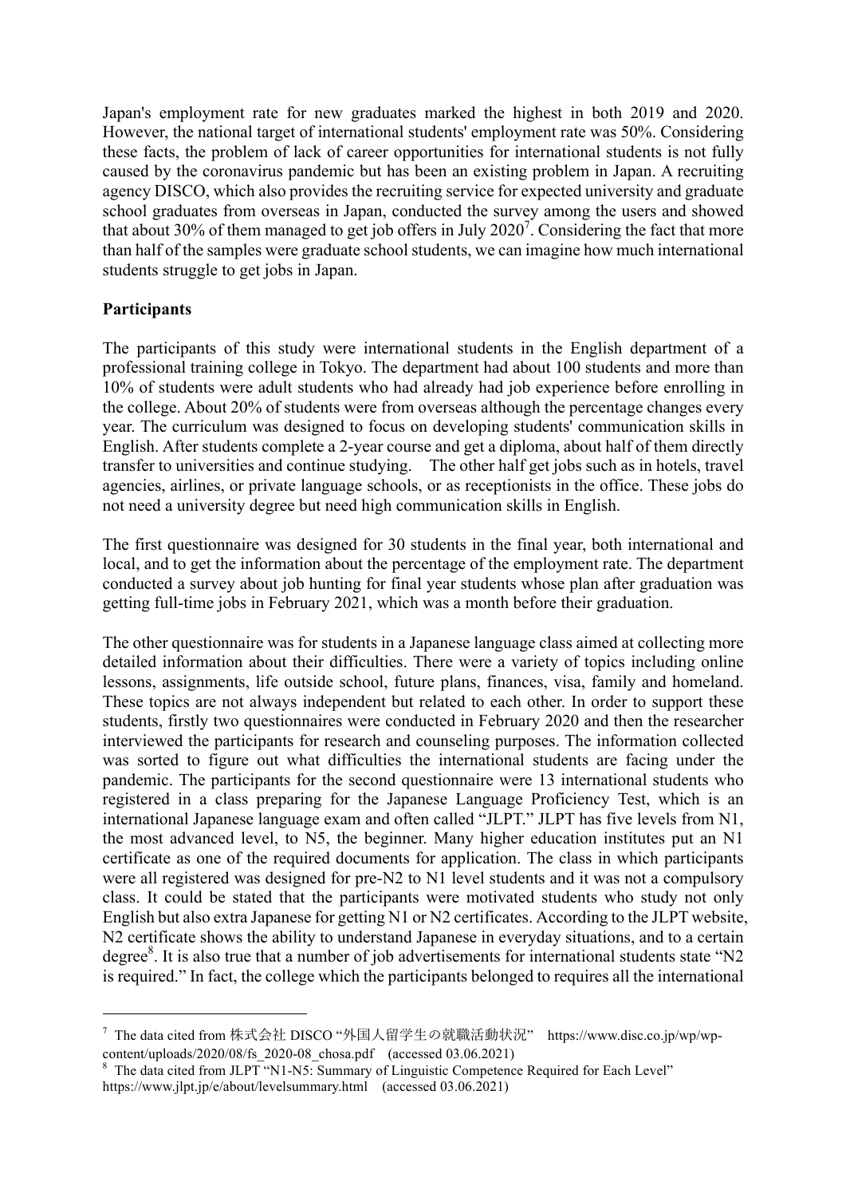Japan's employment rate for new graduates marked the highest in both 2019 and 2020. However, the national target of international students' employment rate was 50%. Considering these facts, the problem of lack of career opportunities for international students is not fully caused by the coronavirus pandemic but has been an existing problem in Japan. A recruiting agency DISCO, which also provides the recruiting service for expected university and graduate school graduates from overseas in Japan, conducted the survey among the users and showed that about 30% of them managed to get job offers in July 2020[7]. Considering the fact that more than half of the samples were graduate school students, we can imagine how much international students struggle to get jobs in Japan.

**Participants**

The participants of this study were international students in the English department of a professional training college in Tokyo. The department had about 100 students and more than 10% of students were adult students who had already had job experience before enrolling in the college. About 20% of students were from overseas although the percentage changes every year. The curriculum was designed to focus on developing students' communication skills in English. After students complete a 2-year course and get a diploma, about half of them directly transfer to universities and continue studying. The other half get jobs such as in hotels, travel agencies, airlines, or private language schools, or as receptionists in the office. These jobs do not need a university degree but need high communication skills in English.

The first questionnaire was designed for 30 students in the final year, both international and local, and to get the information about the percentage of the employment rate. The department conducted a survey about job hunting for final year students whose plan after graduation was getting full-time jobs in February 2021, which was a month before their graduation.

The other questionnaire was for students in a Japanese language class aimed at collecting more detailed information about their difficulties. There were a variety of topics including online lessons, assignments, life outside school, future plans, finances, visa, family and homeland. These topics are not always independent but related to each other. In order to support these students, firstly two questionnaires were conducted in February 2020 and then the researcher interviewed the participants for research and counseling purposes. The information collected was sorted to figure out what difficulties the international students are facing under the pandemic. The participants for the second questionnaire were 13 international students who registered in a class preparing for the Japanese Language Proficiency Test, which is an international Japanese language exam and often called "JLPT." JLPT has five levels from N1, the most advanced level, to N5, the beginner. Many higher education institutes put an N1 certificate as one of the required documents for application. The class in which participants were all registered was designed for pre-N2 to N1 level students and it was not a compulsory class. It could be stated that the participants were motivated students who study not only English but also extra Japanese for getting N1 or N2 certificates. According to the JLPT website, N2 certificate shows the ability to understand Japanese in everyday situations, and to a certain degree[8]. It is also true that a number of job advertisements for international students state "N2 is required." In fact, the college which the participants belonged to requires all the international

---

[7] The data cited from 株式会社 DISCO "外国人留学生の就職活動状況" https://www.disc.co.jp/wp/wp-content/uploads/2020/08/fs_2020-08_chosa.pdf (accessed 03.06.2021)

[8] The data cited from JLPT "N1-N5: Summary of Linguistic Competence Required for Each Level" https://www.jlpt.jp/e/about/levelsummary.html (accessed 03.06.2021)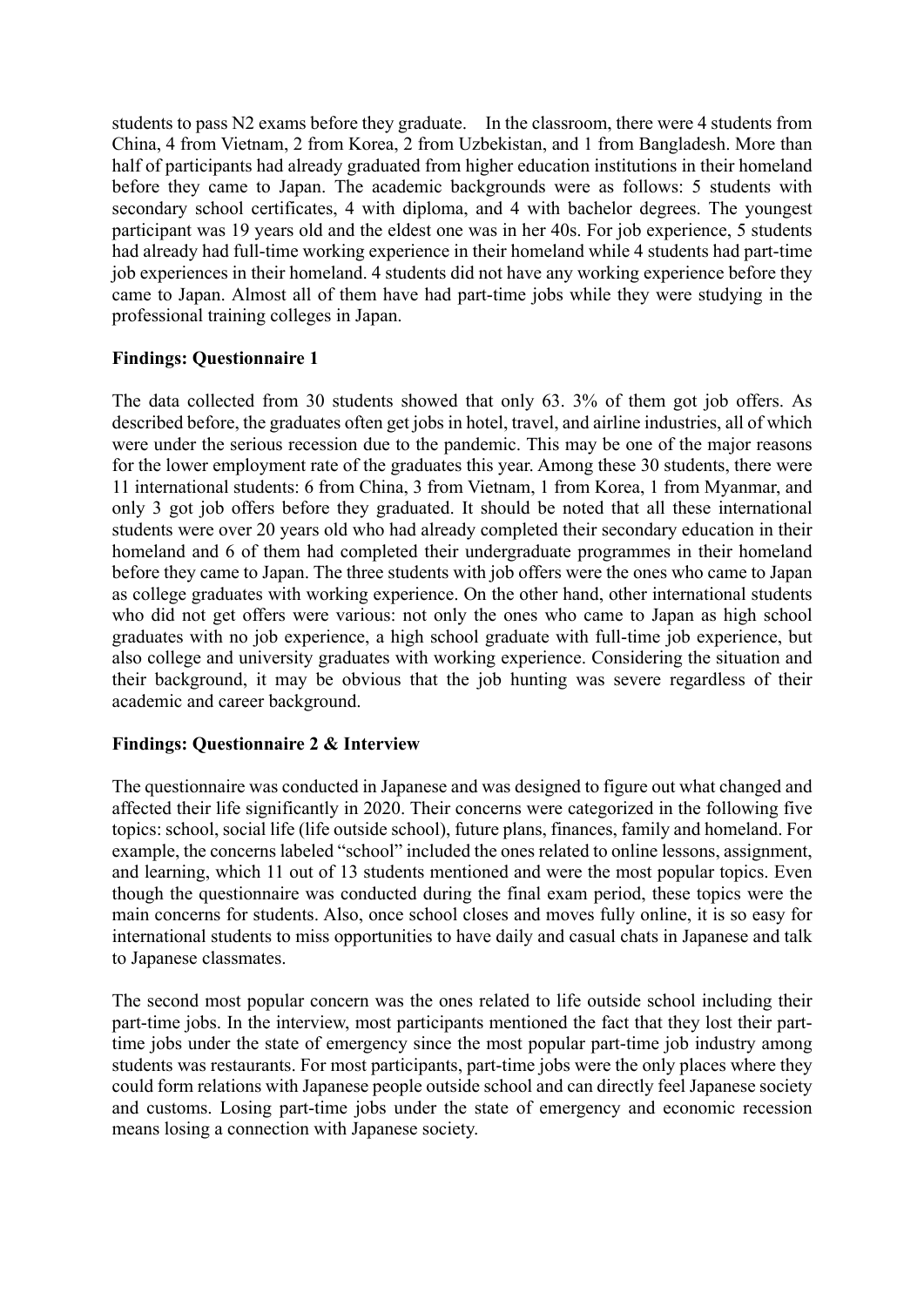students to pass N2 exams before they graduate.  In the classroom, there were 4 students from China, 4 from Vietnam, 2 from Korea, 2 from Uzbekistan, and 1 from Bangladesh. More than half of participants had already graduated from higher education institutions in their homeland before they came to Japan. The academic backgrounds were as follows: 5 students with secondary school certificates, 4 with diploma, and 4 with bachelor degrees. The youngest participant was 19 years old and the eldest one was in her 40s. For job experience, 5 students had already had full-time working experience in their homeland while 4 students had part-time job experiences in their homeland. 4 students did not have any working experience before they came to Japan. Almost all of them have had part-time jobs while they were studying in the professional training colleges in Japan.

**Findings: Questionnaire 1**

The data collected from 30 students showed that only 63. 3% of them got job offers. As described before, the graduates often get jobs in hotel, travel, and airline industries, all of which were under the serious recession due to the pandemic. This may be one of the major reasons for the lower employment rate of the graduates this year. Among these 30 students, there were 11 international students: 6 from China, 3 from Vietnam, 1 from Korea, 1 from Myanmar, and only 3 got job offers before they graduated. It should be noted that all these international students were over 20 years old who had already completed their secondary education in their homeland and 6 of them had completed their undergraduate programmes in their homeland before they came to Japan. The three students with job offers were the ones who came to Japan as college graduates with working experience. On the other hand, other international students who did not get offers were various: not only the ones who came to Japan as high school graduates with no job experience, a high school graduate with full-time job experience, but also college and university graduates with working experience. Considering the situation and their background, it may be obvious that the job hunting was severe regardless of their academic and career background.

**Findings: Questionnaire 2 & Interview**

The questionnaire was conducted in Japanese and was designed to figure out what changed and affected their life significantly in 2020. Their concerns were categorized in the following five topics: school, social life (life outside school), future plans, finances, family and homeland. For example, the concerns labeled "school" included the ones related to online lessons, assignment, and learning, which 11 out of 13 students mentioned and were the most popular topics. Even though the questionnaire was conducted during the final exam period, these topics were the main concerns for students. Also, once school closes and moves fully online, it is so easy for international students to miss opportunities to have daily and casual chats in Japanese and talk to Japanese classmates.

The second most popular concern was the ones related to life outside school including their part-time jobs. In the interview, most participants mentioned the fact that they lost their part-time jobs under the state of emergency since the most popular part-time job industry among students was restaurants. For most participants, part-time jobs were the only places where they could form relations with Japanese people outside school and can directly feel Japanese society and customs. Losing part-time jobs under the state of emergency and economic recession means losing a connection with Japanese society.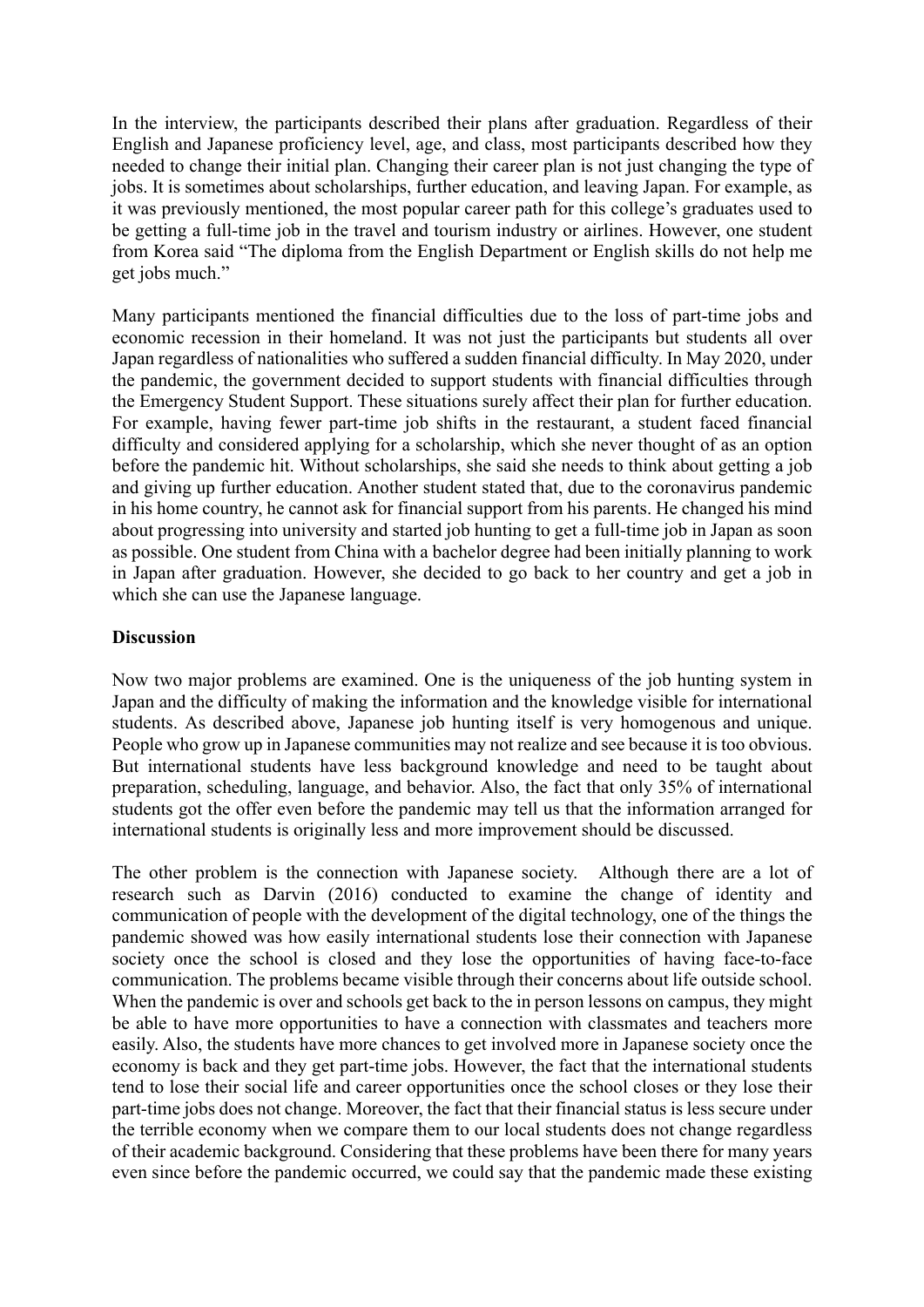In the interview, the participants described their plans after graduation. Regardless of their English and Japanese proficiency level, age, and class, most participants described how they needed to change their initial plan. Changing their career plan is not just changing the type of jobs. It is sometimes about scholarships, further education, and leaving Japan. For example, as it was previously mentioned, the most popular career path for this college's graduates used to be getting a full-time job in the travel and tourism industry or airlines. However, one student from Korea said "The diploma from the English Department or English skills do not help me get jobs much."

Many participants mentioned the financial difficulties due to the loss of part-time jobs and economic recession in their homeland. It was not just the participants but students all over Japan regardless of nationalities who suffered a sudden financial difficulty. In May 2020, under the pandemic, the government decided to support students with financial difficulties through the Emergency Student Support. These situations surely affect their plan for further education. For example, having fewer part-time job shifts in the restaurant, a student faced financial difficulty and considered applying for a scholarship, which she never thought of as an option before the pandemic hit. Without scholarships, she said she needs to think about getting a job and giving up further education. Another student stated that, due to the coronavirus pandemic in his home country, he cannot ask for financial support from his parents. He changed his mind about progressing into university and started job hunting to get a full-time job in Japan as soon as possible. One student from China with a bachelor degree had been initially planning to work in Japan after graduation. However, she decided to go back to her country and get a job in which she can use the Japanese language.

**Discussion**

Now two major problems are examined. One is the uniqueness of the job hunting system in Japan and the difficulty of making the information and the knowledge visible for international students. As described above, Japanese job hunting itself is very homogenous and unique. People who grow up in Japanese communities may not realize and see because it is too obvious. But international students have less background knowledge and need to be taught about preparation, scheduling, language, and behavior. Also, the fact that only 35% of international students got the offer even before the pandemic may tell us that the information arranged for international students is originally less and more improvement should be discussed.

The other problem is the connection with Japanese society. Although there are a lot of research such as Darvin (2016) conducted to examine the change of identity and communication of people with the development of the digital technology, one of the things the pandemic showed was how easily international students lose their connection with Japanese society once the school is closed and they lose the opportunities of having face-to-face communication. The problems became visible through their concerns about life outside school. When the pandemic is over and schools get back to the in person lessons on campus, they might be able to have more opportunities to have a connection with classmates and teachers more easily. Also, the students have more chances to get involved more in Japanese society once the economy is back and they get part-time jobs. However, the fact that the international students tend to lose their social life and career opportunities once the school closes or they lose their part-time jobs does not change. Moreover, the fact that their financial status is less secure under the terrible economy when we compare them to our local students does not change regardless of their academic background. Considering that these problems have been there for many years even since before the pandemic occurred, we could say that the pandemic made these existing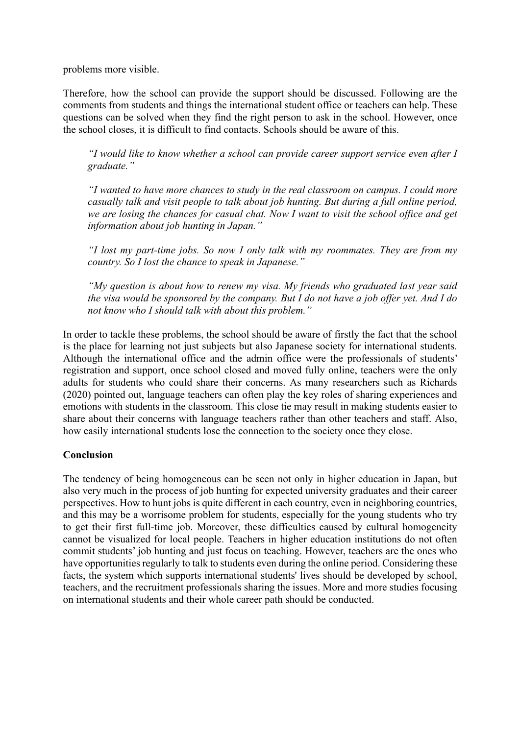problems more visible.

Therefore, how the school can provide the support should be discussed. Following are the comments from students and things the international student office or teachers can help. These questions can be solved when they find the right person to ask in the school. However, once the school closes, it is difficult to find contacts. Schools should be aware of this.

> *"I would like to know whether a school can provide career support service even after I graduate."*
>
> *"I wanted to have more chances to study in the real classroom on campus. I could more casually talk and visit people to talk about job hunting. But during a full online period, we are losing the chances for casual chat. Now I want to visit the school office and get information about job hunting in Japan."*
>
> *"I lost my part-time jobs. So now I only talk with my roommates. They are from my country. So I lost the chance to speak in Japanese."*
>
> *"My question is about how to renew my visa. My friends who graduated last year said the visa would be sponsored by the company. But I do not have a job offer yet. And I do not know who I should talk with about this problem."*

In order to tackle these problems, the school should be aware of firstly the fact that the school is the place for learning not just subjects but also Japanese society for international students. Although the international office and the admin office were the professionals of students' registration and support, once school closed and moved fully online, teachers were the only adults for students who could share their concerns. As many researchers such as Richards (2020) pointed out, language teachers can often play the key roles of sharing experiences and emotions with students in the classroom. This close tie may result in making students easier to share about their concerns with language teachers rather than other teachers and staff. Also, how easily international students lose the connection to the society once they close.

**Conclusion**

The tendency of being homogeneous can be seen not only in higher education in Japan, but also very much in the process of job hunting for expected university graduates and their career perspectives. How to hunt jobs is quite different in each country, even in neighboring countries, and this may be a worrisome problem for students, especially for the young students who try to get their first full-time job. Moreover, these difficulties caused by cultural homogeneity cannot be visualized for local people. Teachers in higher education institutions do not often commit students' job hunting and just focus on teaching. However, teachers are the ones who have opportunities regularly to talk to students even during the online period. Considering these facts, the system which supports international students' lives should be developed by school, teachers, and the recruitment professionals sharing the issues. More and more studies focusing on international students and their whole career path should be conducted.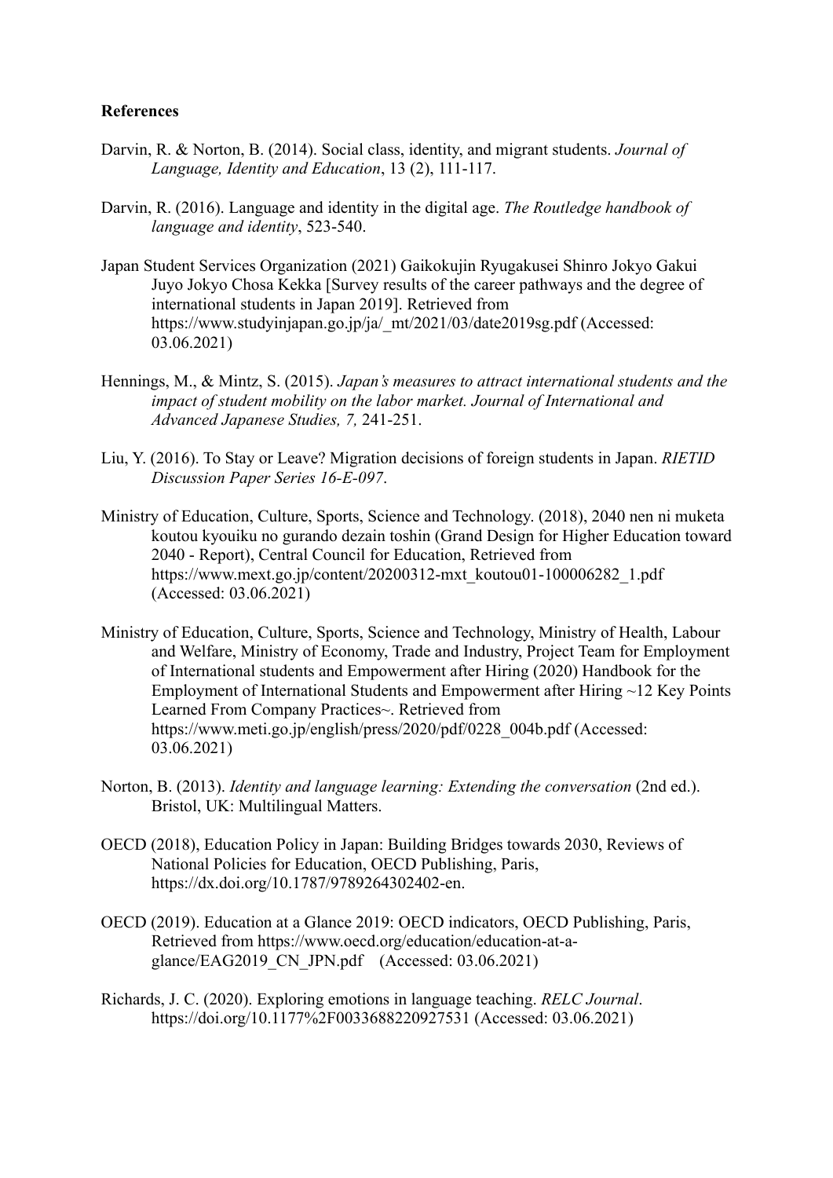**References**

Darvin, R. & Norton, B. (2014). Social class, identity, and migrant students. *Journal of Language, Identity and Education*, 13 (2), 111-117.

Darvin, R. (2016). Language and identity in the digital age. *The Routledge handbook of language and identity*, 523-540.

Japan Student Services Organization (2021) Gaikokujin Ryugakusei Shinro Jokyo Gakui Juyo Jokyo Chosa Kekka [Survey results of the career pathways and the degree of international students in Japan 2019]. Retrieved from https://www.studyinjapan.go.jp/ja/_mt/2021/03/date2019sg.pdf (Accessed: 03.06.2021)

Hennings, M., & Mintz, S. (2015). *Japan's measures to attract international students and the impact of student mobility on the labor market. Journal of International and Advanced Japanese Studies, 7,* 241-251.

Liu, Y. (2016). To Stay or Leave? Migration decisions of foreign students in Japan. *RIETID Discussion Paper Series 16-E-097*.

Ministry of Education, Culture, Sports, Science and Technology. (2018), 2040 nen ni muketa koutou kyouiku no gurando dezain toshin (Grand Design for Higher Education toward 2040 - Report), Central Council for Education, Retrieved from https://www.mext.go.jp/content/20200312-mxt_koutou01-100006282_1.pdf (Accessed: 03.06.2021)

Ministry of Education, Culture, Sports, Science and Technology, Ministry of Health, Labour and Welfare, Ministry of Economy, Trade and Industry, Project Team for Employment of International students and Empowerment after Hiring (2020) Handbook for the Employment of International Students and Empowerment after Hiring ~12 Key Points Learned From Company Practices~. Retrieved from https://www.meti.go.jp/english/press/2020/pdf/0228_004b.pdf (Accessed: 03.06.2021)

Norton, B. (2013). *Identity and language learning: Extending the conversation* (2nd ed.). Bristol, UK: Multilingual Matters.

OECD (2018), Education Policy in Japan: Building Bridges towards 2030, Reviews of National Policies for Education, OECD Publishing, Paris, https://dx.doi.org/10.1787/9789264302402-en.

OECD (2019). Education at a Glance 2019: OECD indicators, OECD Publishing, Paris, Retrieved from https://www.oecd.org/education/education-at-a-glance/EAG2019_CN_JPN.pdf (Accessed: 03.06.2021)

Richards, J. C. (2020). Exploring emotions in language teaching. *RELC Journal*. https://doi.org/10.1177%2F0033688220927531 (Accessed: 03.06.2021)